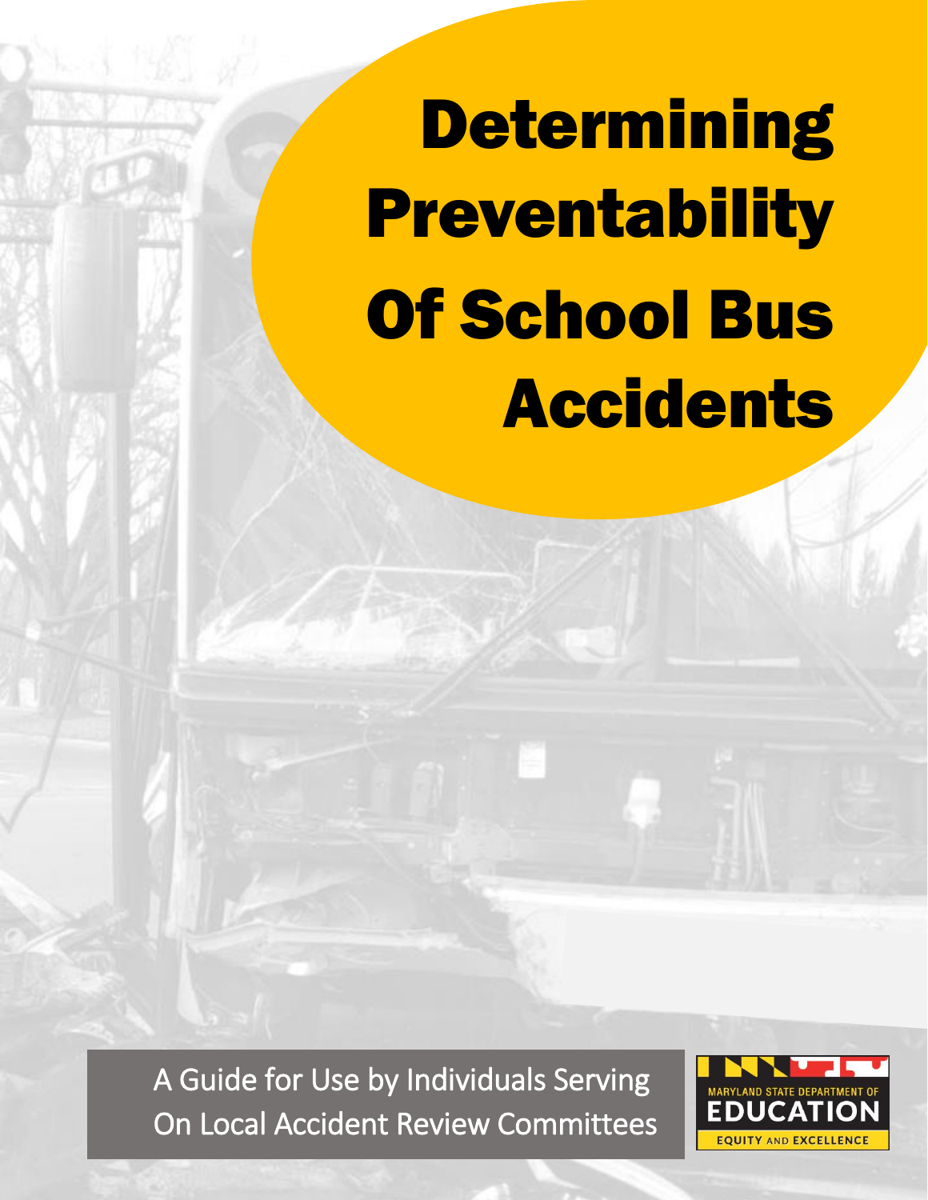# Determining Preventability Of School Bus Accidents

A Guide for Use by Individuals Serving On Local Accident Review Committees

MARYLAND STATE DEPARTMENT OF EDUCATION

EQUITY AND EXCELLENCE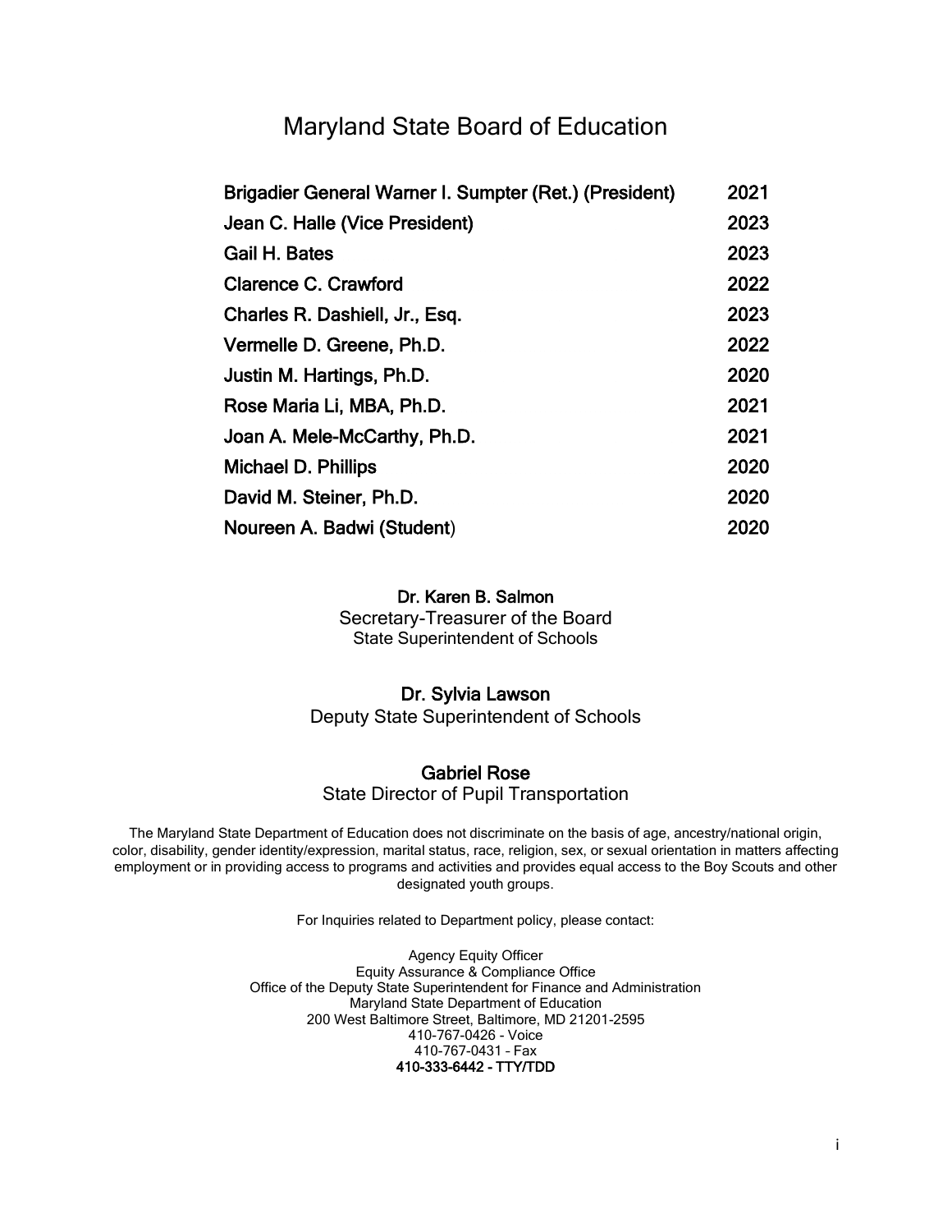# Maryland State Board of Education

| | |
|---|---|
| **Brigadier General Warner I. Sumpter (Ret.) (President)** | **2021** |
| **Jean C. Halle (Vice President)** | **2023** |
| **Gail H. Bates** | **2023** |
| **Clarence C. Crawford** | **2022** |
| **Charles R. Dashiell, Jr., Esq.** | **2023** |
| **Vermelle D. Greene, Ph.D.** | **2022** |
| **Justin M. Hartings, Ph.D.** | **2020** |
| **Rose Maria Li, MBA, Ph.D.** | **2021** |
| **Joan A. Mele-McCarthy, Ph.D.** | **2021** |
| **Michael D. Phillips** | **2020** |
| **David M. Steiner, Ph.D.** | **2020** |
| **Noureen A. Badwi (Student)** | **2020** |

**Dr. Karen B. Salmon**
Secretary-Treasurer of the Board
State Superintendent of Schools

**Dr. Sylvia Lawson**
Deputy State Superintendent of Schools

**Gabriel Rose**
State Director of Pupil Transportation

The Maryland State Department of Education does not discriminate on the basis of age, ancestry/national origin, color, disability, gender identity/expression, marital status, race, religion, sex, or sexual orientation in matters affecting employment or in providing access to programs and activities and provides equal access to the Boy Scouts and other designated youth groups.

For Inquiries related to Department policy, please contact:

Agency Equity Officer
Equity Assurance & Compliance Office
Office of the Deputy State Superintendent for Finance and Administration
Maryland State Department of Education
200 West Baltimore Street, Baltimore, MD 21201-2595
410-767-0426 - Voice
410-767-0431 – Fax
**410-333-6442 - TTY/TDD**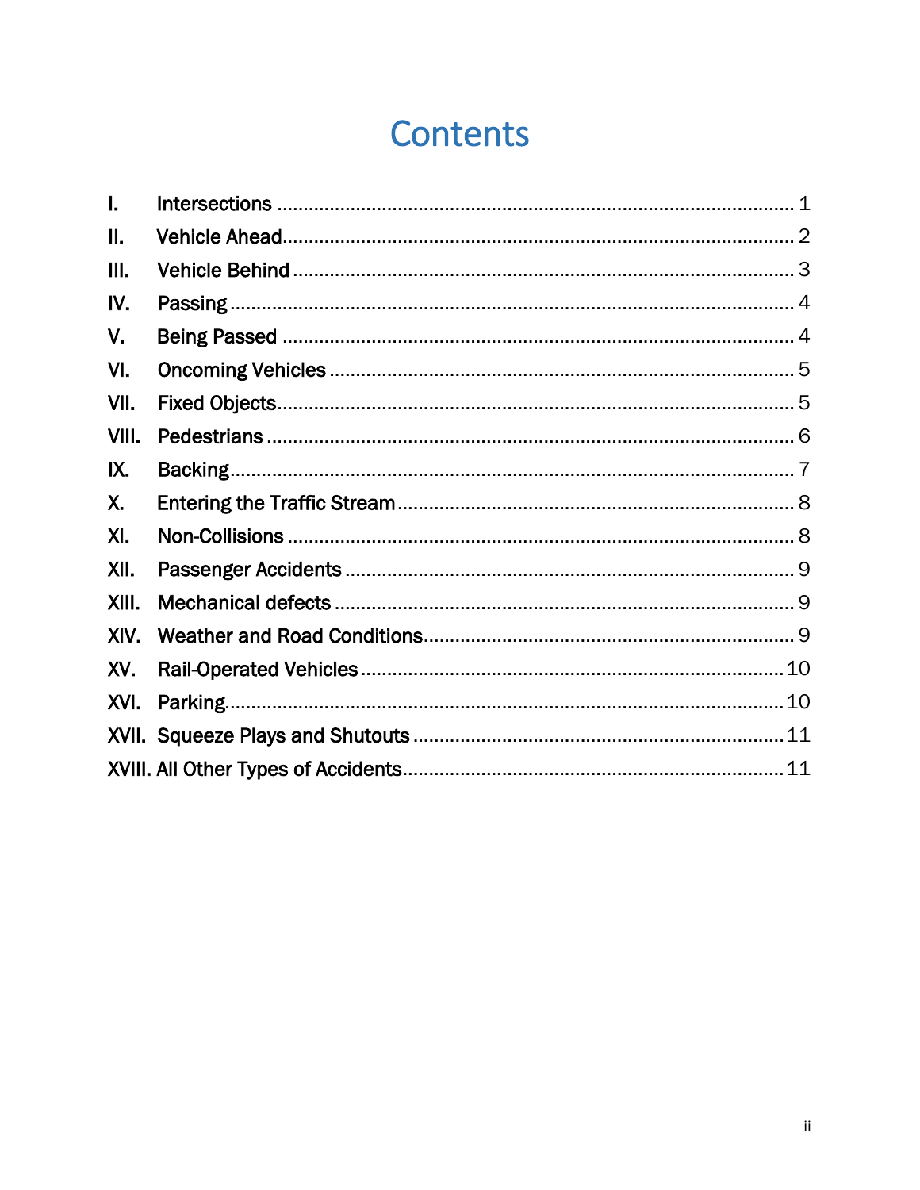# Contents

- I. Intersections ........ 1
- II. Vehicle Ahead ........ 2
- III. Vehicle Behind ........ 3
- IV. Passing ........ 4
- V. Being Passed ........ 4
- VI. Oncoming Vehicles ........ 5
- VII. Fixed Objects ........ 5
- VIII. Pedestrians ........ 6
- IX. Backing ........ 7
- X. Entering the Traffic Stream ........ 8
- XI. Non-Collisions ........ 8
- XII. Passenger Accidents ........ 9
- XIII. Mechanical defects ........ 9
- XIV. Weather and Road Conditions ........ 9
- XV. Rail-Operated Vehicles ........ 10
- XVI. Parking ........ 10
- XVII. Squeeze Plays and Shutouts ........ 11
- XVIII. All Other Types of Accidents ........ 11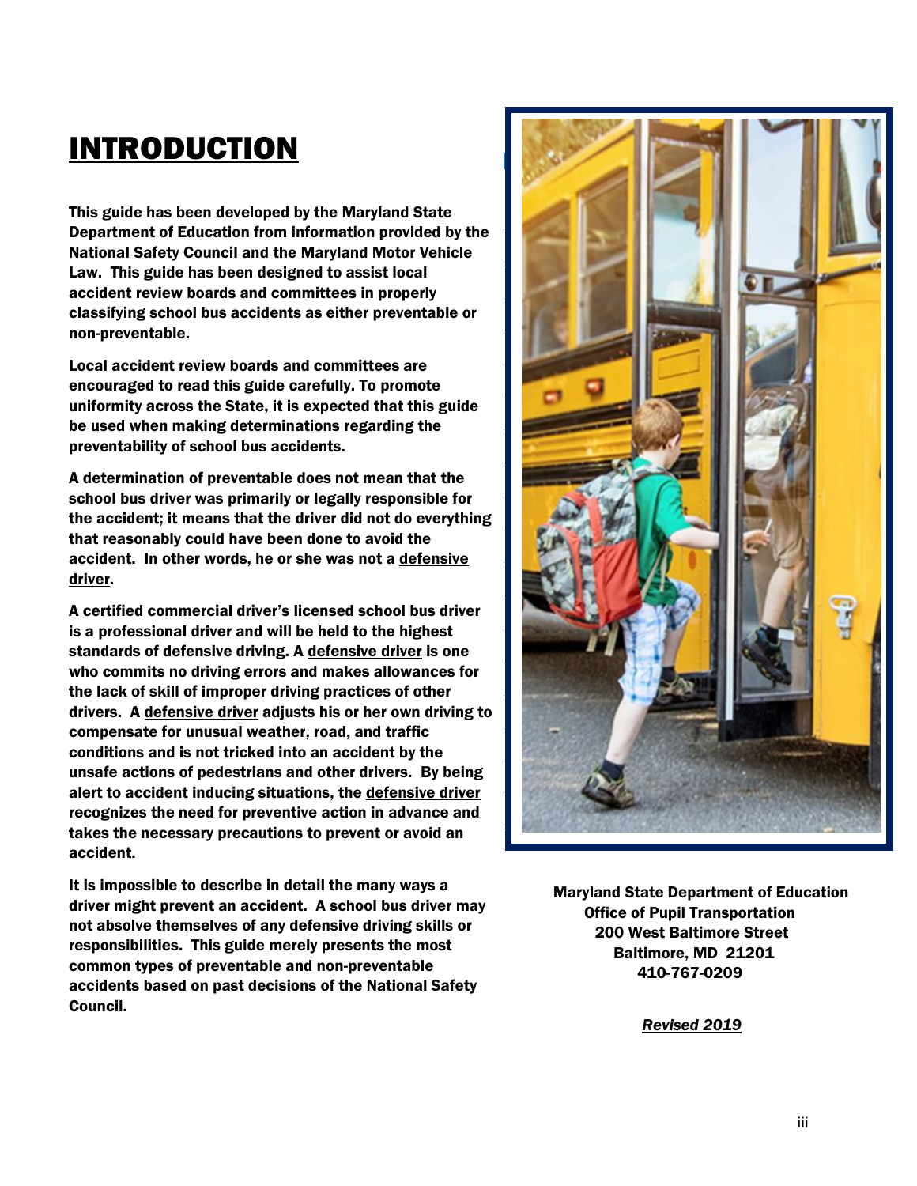# INTRODUCTION

**This guide has been developed by the Maryland State Department of Education from information provided by the National Safety Council and the Maryland Motor Vehicle Law. This guide has been designed to assist local accident review boards and committees in properly classifying school bus accidents as either preventable or non-preventable.**

**Local accident review boards and committees are encouraged to read this guide carefully. To promote uniformity across the State, it is expected that this guide be used when making determinations regarding the preventability of school bus accidents.**

**A determination of preventable does not mean that the school bus driver was primarily or legally responsible for the accident; it means that the driver did not do everything that reasonably could have been done to avoid the accident. In other words, he or she was not a <u>defensive driver</u>.**

**A certified commercial driver's licensed school bus driver is a professional driver and will be held to the highest standards of defensive driving. A <u>defensive driver</u> is one who commits no driving errors and makes allowances for the lack of skill of improper driving practices of other drivers. A <u>defensive driver</u> adjusts his or her own driving to compensate for unusual weather, road, and traffic conditions and is not tricked into an accident by the unsafe actions of pedestrians and other drivers. By being alert to accident inducing situations, the <u>defensive driver</u> recognizes the need for preventive action in advance and takes the necessary precautions to prevent or avoid an accident.**

**It is impossible to describe in detail the many ways a driver might prevent an accident. A school bus driver may not absolve themselves of any defensive driving skills or responsibilities. This guide merely presents the most common types of preventable and non-preventable accidents based on past decisions of the National Safety Council.**

**Maryland State Department of Education**
**Office of Pupil Transportation**
**200 West Baltimore Street**
**Baltimore, MD 21201**
**410-767-0209**

***<u>Revised 2019</u>***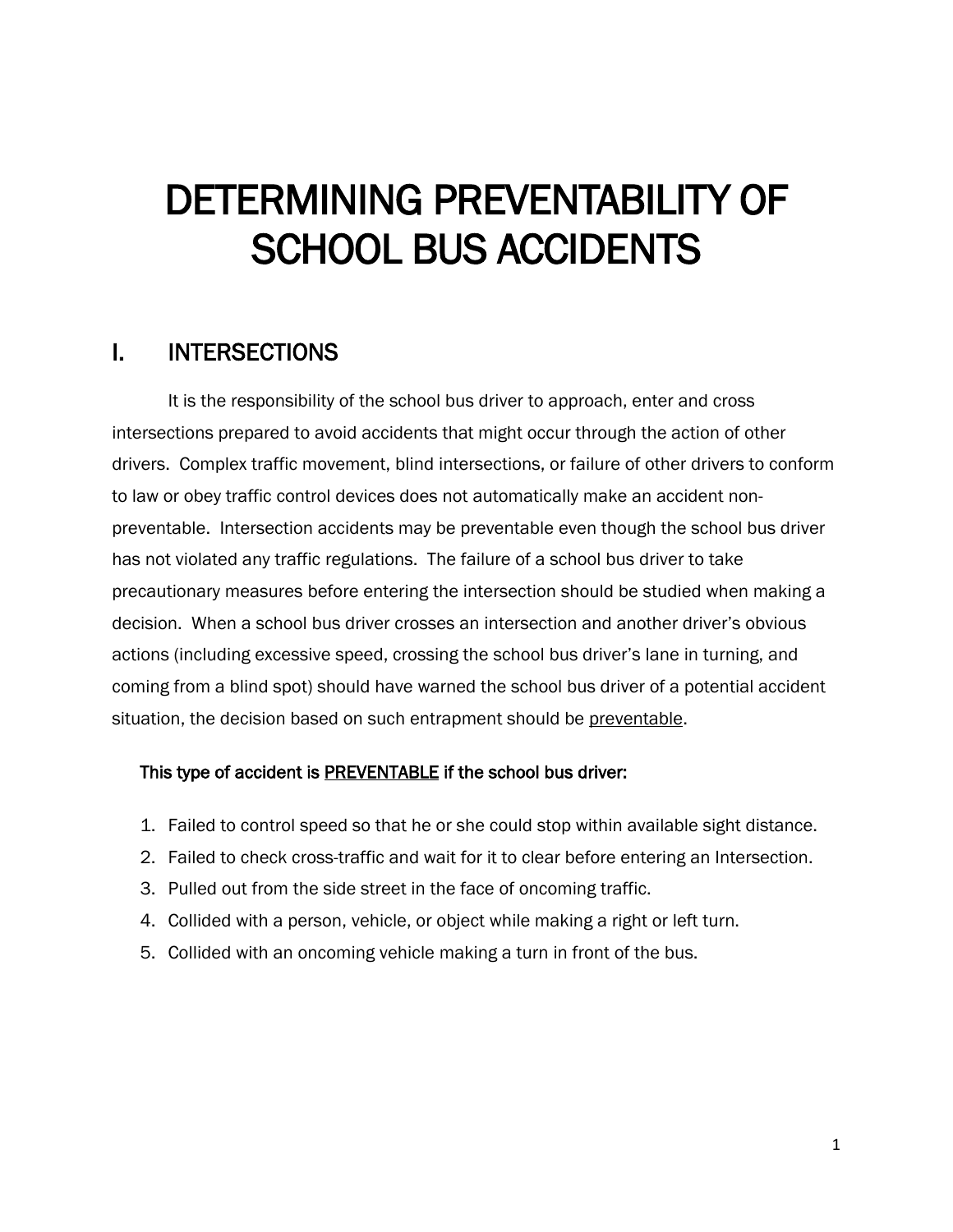# DETERMINING PREVENTABILITY OF SCHOOL BUS ACCIDENTS

## I. INTERSECTIONS

It is the responsibility of the school bus driver to approach, enter and cross intersections prepared to avoid accidents that might occur through the action of other drivers. Complex traffic movement, blind intersections, or failure of other drivers to conform to law or obey traffic control devices does not automatically make an accident non-preventable. Intersection accidents may be preventable even though the school bus driver has not violated any traffic regulations. The failure of a school bus driver to take precautionary measures before entering the intersection should be studied when making a decision. When a school bus driver crosses an intersection and another driver's obvious actions (including excessive speed, crossing the school bus driver's lane in turning, and coming from a blind spot) should have warned the school bus driver of a potential accident situation, the decision based on such entrapment should be <u>preventable</u>.

### This type of accident is <u>PREVENTABLE</u> if the school bus driver:

1. Failed to control speed so that he or she could stop within available sight distance.
2. Failed to check cross-traffic and wait for it to clear before entering an Intersection.
3. Pulled out from the side street in the face of oncoming traffic.
4. Collided with a person, vehicle, or object while making a right or left turn.
5. Collided with an oncoming vehicle making a turn in front of the bus.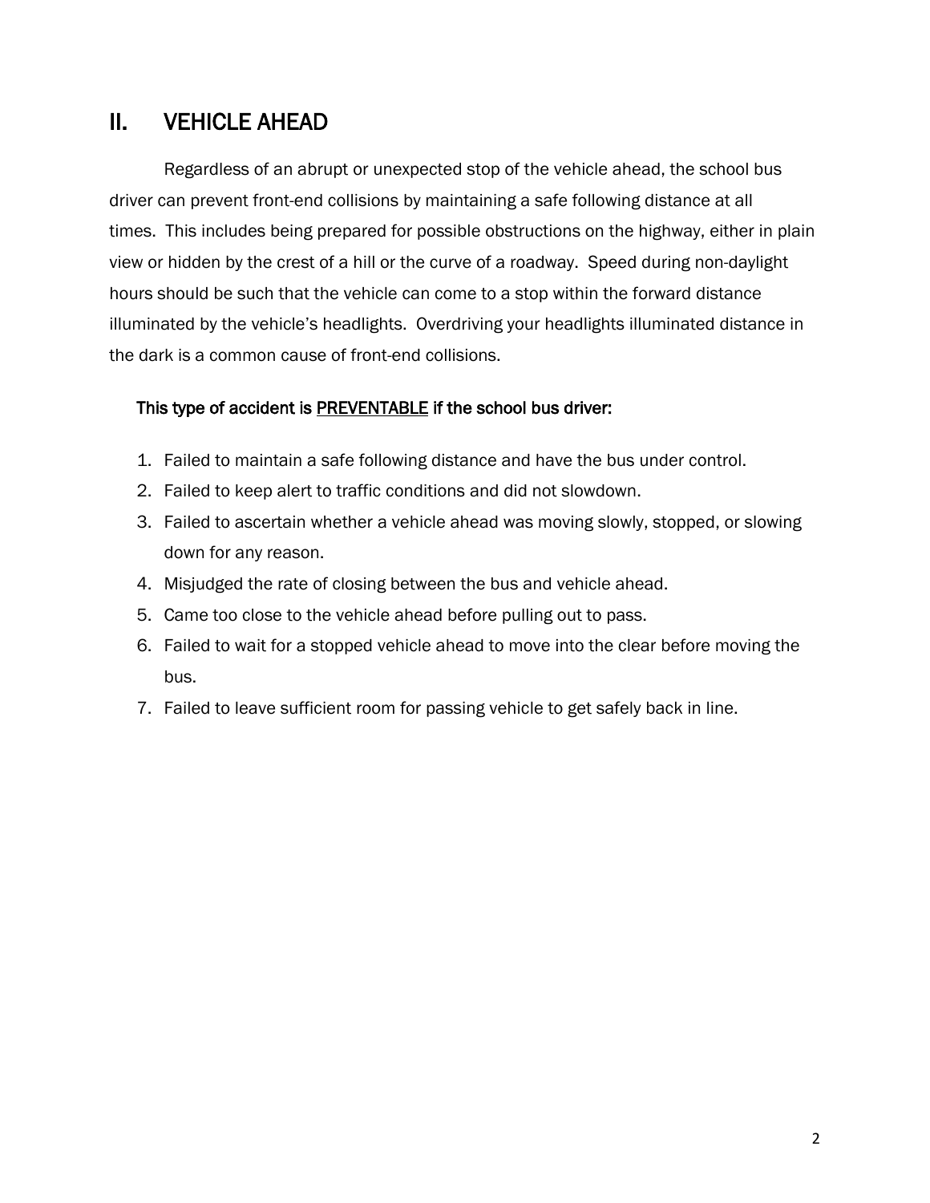## II. VEHICLE AHEAD

Regardless of an abrupt or unexpected stop of the vehicle ahead, the school bus driver can prevent front-end collisions by maintaining a safe following distance at all times. This includes being prepared for possible obstructions on the highway, either in plain view or hidden by the crest of a hill or the curve of a roadway. Speed during non-daylight hours should be such that the vehicle can come to a stop within the forward distance illuminated by the vehicle's headlights. Overdriving your headlights illuminated distance in the dark is a common cause of front-end collisions.

**This type of accident is <u>PREVENTABLE</u> if the school bus driver:**

1. Failed to maintain a safe following distance and have the bus under control.
2. Failed to keep alert to traffic conditions and did not slowdown.
3. Failed to ascertain whether a vehicle ahead was moving slowly, stopped, or slowing down for any reason.
4. Misjudged the rate of closing between the bus and vehicle ahead.
5. Came too close to the vehicle ahead before pulling out to pass.
6. Failed to wait for a stopped vehicle ahead to move into the clear before moving the bus.
7. Failed to leave sufficient room for passing vehicle to get safely back in line.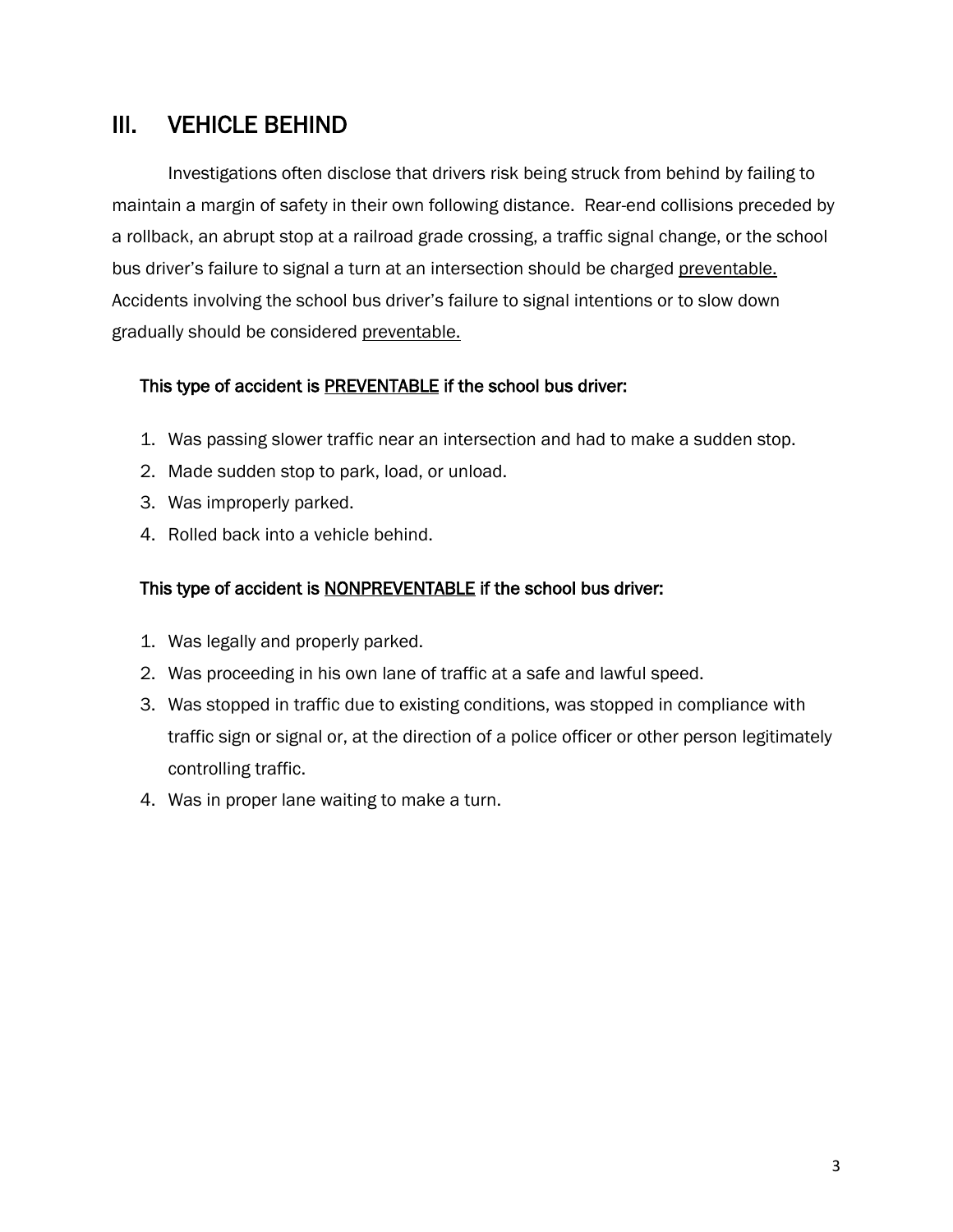## III. VEHICLE BEHIND

Investigations often disclose that drivers risk being struck from behind by failing to maintain a margin of safety in their own following distance. Rear-end collisions preceded by a rollback, an abrupt stop at a railroad grade crossing, a traffic signal change, or the school bus driver's failure to signal a turn at an intersection should be charged <u>preventable.</u> Accidents involving the school bus driver's failure to signal intentions or to slow down gradually should be considered <u>preventable.</u>

### This type of accident is <u>PREVENTABLE</u> if the school bus driver:

1. Was passing slower traffic near an intersection and had to make a sudden stop.
2. Made sudden stop to park, load, or unload.
3. Was improperly parked.
4. Rolled back into a vehicle behind.

### This type of accident is <u>NONPREVENTABLE</u> if the school bus driver:

1. Was legally and properly parked.
2. Was proceeding in his own lane of traffic at a safe and lawful speed.
3. Was stopped in traffic due to existing conditions, was stopped in compliance with traffic sign or signal or, at the direction of a police officer or other person legitimately controlling traffic.
4. Was in proper lane waiting to make a turn.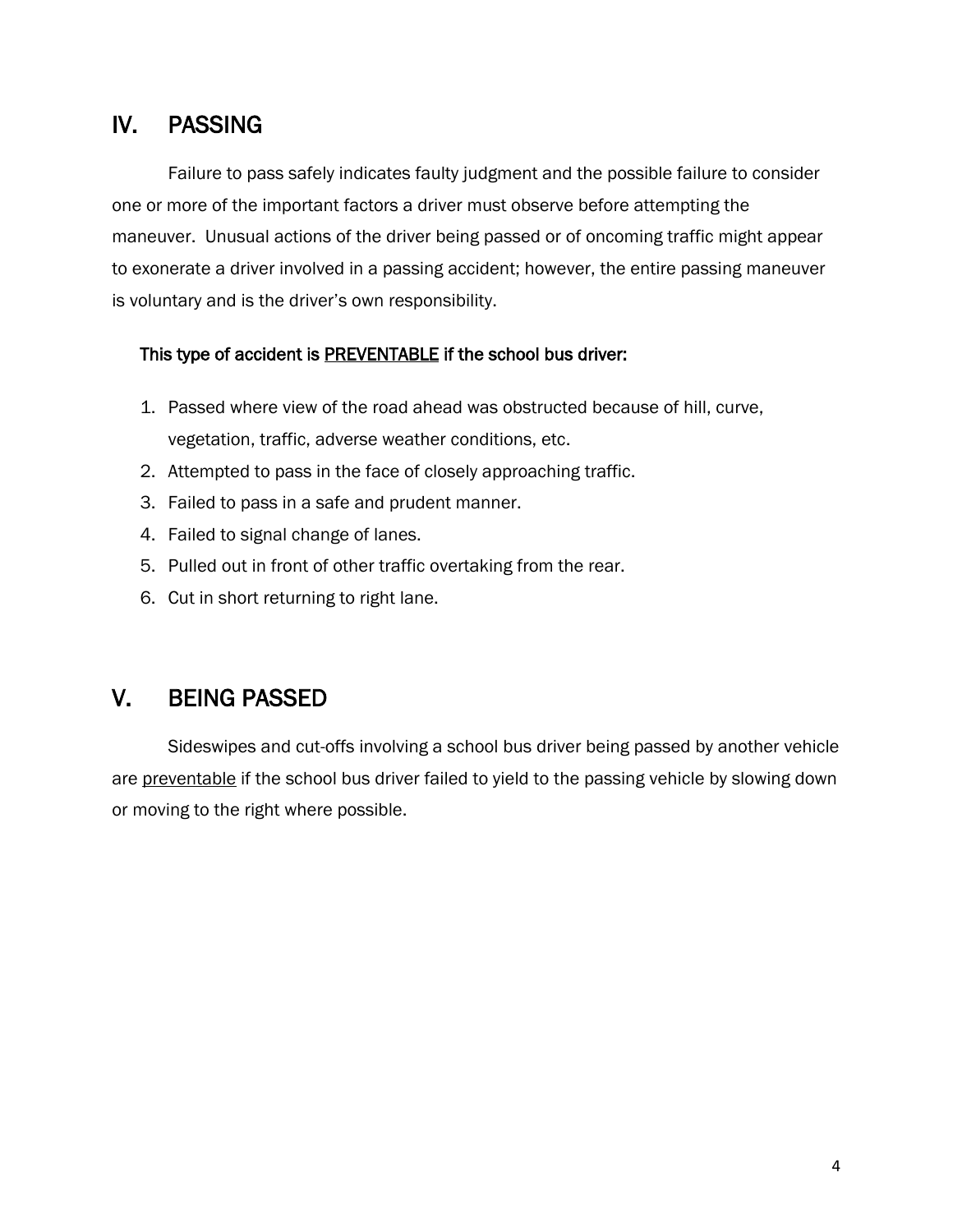## IV. PASSING

Failure to pass safely indicates faulty judgment and the possible failure to consider one or more of the important factors a driver must observe before attempting the maneuver. Unusual actions of the driver being passed or of oncoming traffic might appear to exonerate a driver involved in a passing accident; however, the entire passing maneuver is voluntary and is the driver's own responsibility.

**This type of accident is <u>PREVENTABLE</u> if the school bus driver:**

1. Passed where view of the road ahead was obstructed because of hill, curve, vegetation, traffic, adverse weather conditions, etc.
2. Attempted to pass in the face of closely approaching traffic.
3. Failed to pass in a safe and prudent manner.
4. Failed to signal change of lanes.
5. Pulled out in front of other traffic overtaking from the rear.
6. Cut in short returning to right lane.

## V. BEING PASSED

Sideswipes and cut-offs involving a school bus driver being passed by another vehicle are <u>preventable</u> if the school bus driver failed to yield to the passing vehicle by slowing down or moving to the right where possible.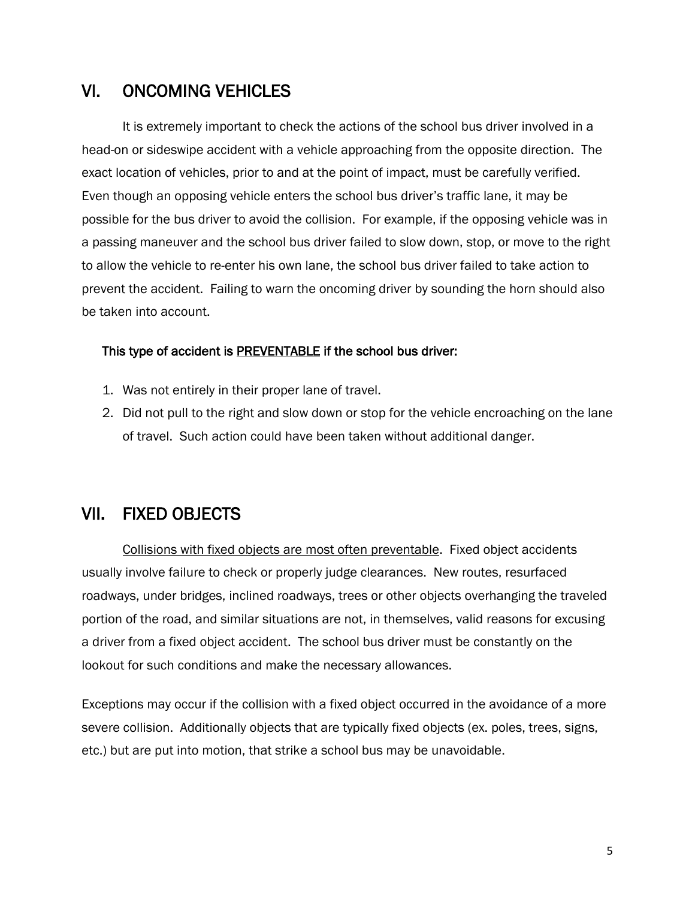## VI. ONCOMING VEHICLES

It is extremely important to check the actions of the school bus driver involved in a head-on or sideswipe accident with a vehicle approaching from the opposite direction. The exact location of vehicles, prior to and at the point of impact, must be carefully verified. Even though an opposing vehicle enters the school bus driver's traffic lane, it may be possible for the bus driver to avoid the collision. For example, if the opposing vehicle was in a passing maneuver and the school bus driver failed to slow down, stop, or move to the right to allow the vehicle to re-enter his own lane, the school bus driver failed to take action to prevent the accident. Failing to warn the oncoming driver by sounding the horn should also be taken into account.

**This type of accident is <u>PREVENTABLE</u> if the school bus driver:**

1. Was not entirely in their proper lane of travel.
2. Did not pull to the right and slow down or stop for the vehicle encroaching on the lane of travel. Such action could have been taken without additional danger.

## VII. FIXED OBJECTS

<u>Collisions with fixed objects are most often preventable</u>. Fixed object accidents usually involve failure to check or properly judge clearances. New routes, resurfaced roadways, under bridges, inclined roadways, trees or other objects overhanging the traveled portion of the road, and similar situations are not, in themselves, valid reasons for excusing a driver from a fixed object accident. The school bus driver must be constantly on the lookout for such conditions and make the necessary allowances.

Exceptions may occur if the collision with a fixed object occurred in the avoidance of a more severe collision. Additionally objects that are typically fixed objects (ex. poles, trees, signs, etc.) but are put into motion, that strike a school bus may be unavoidable.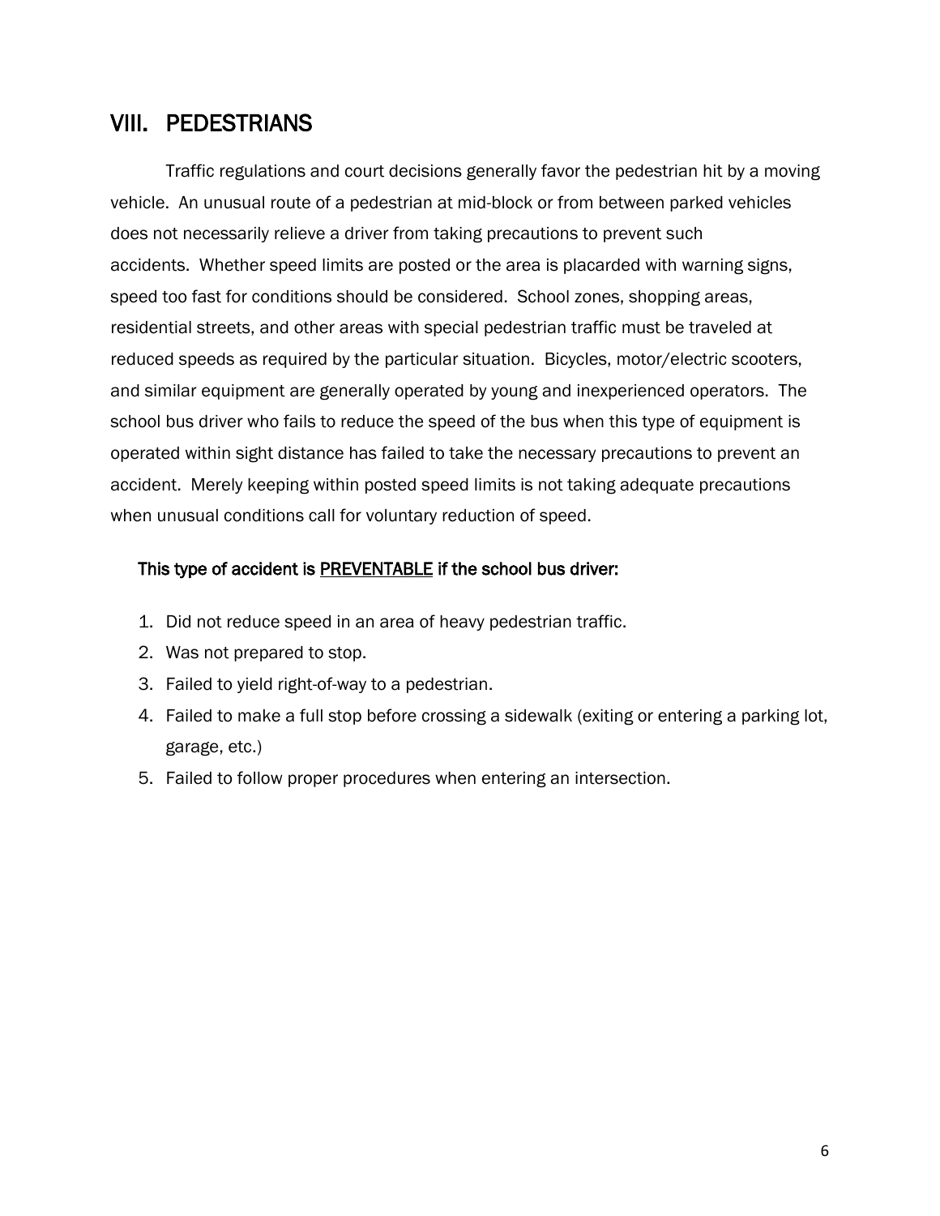## VIII. PEDESTRIANS

Traffic regulations and court decisions generally favor the pedestrian hit by a moving vehicle. An unusual route of a pedestrian at mid-block or from between parked vehicles does not necessarily relieve a driver from taking precautions to prevent such accidents. Whether speed limits are posted or the area is placarded with warning signs, speed too fast for conditions should be considered. School zones, shopping areas, residential streets, and other areas with special pedestrian traffic must be traveled at reduced speeds as required by the particular situation. Bicycles, motor/electric scooters, and similar equipment are generally operated by young and inexperienced operators. The school bus driver who fails to reduce the speed of the bus when this type of equipment is operated within sight distance has failed to take the necessary precautions to prevent an accident. Merely keeping within posted speed limits is not taking adequate precautions when unusual conditions call for voluntary reduction of speed.

**This type of accident is <u>PREVENTABLE</u> if the school bus driver:**

1. Did not reduce speed in an area of heavy pedestrian traffic.
2. Was not prepared to stop.
3. Failed to yield right-of-way to a pedestrian.
4. Failed to make a full stop before crossing a sidewalk (exiting or entering a parking lot, garage, etc.)
5. Failed to follow proper procedures when entering an intersection.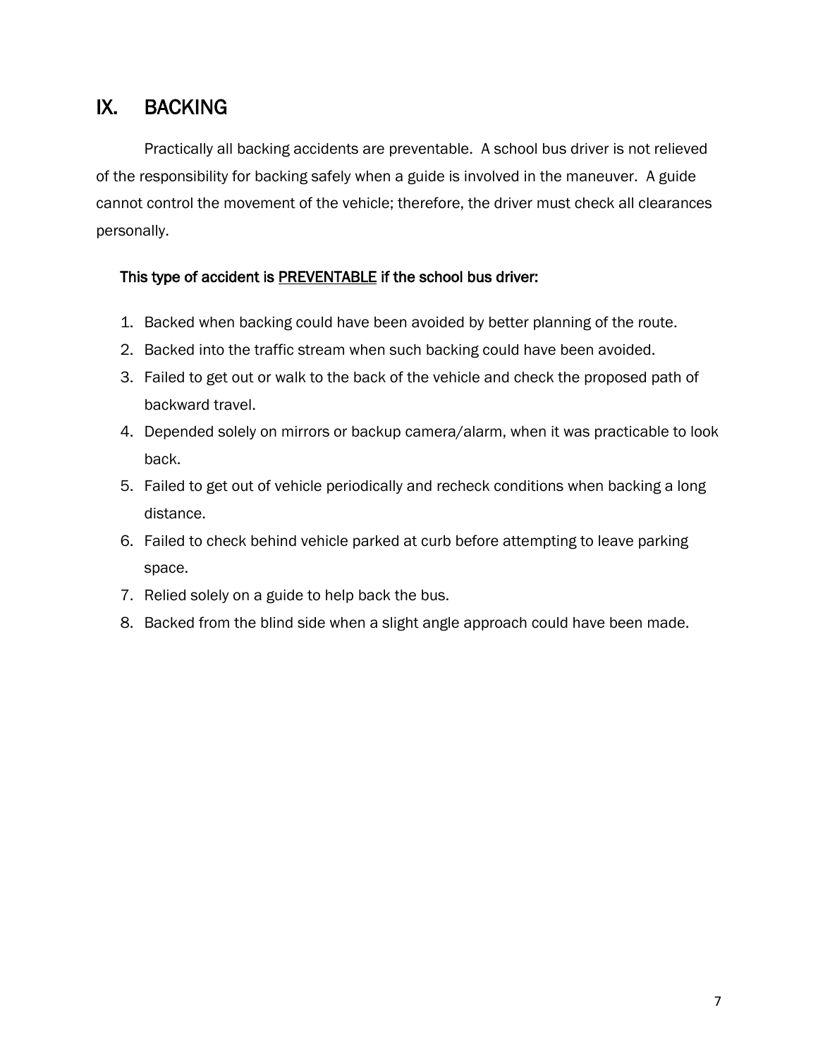## IX. BACKING

Practically all backing accidents are preventable. A school bus driver is not relieved of the responsibility for backing safely when a guide is involved in the maneuver. A guide cannot control the movement of the vehicle; therefore, the driver must check all clearances personally.

**This type of accident is <u>PREVENTABLE</u> if the school bus driver:**

1. Backed when backing could have been avoided by better planning of the route.
2. Backed into the traffic stream when such backing could have been avoided.
3. Failed to get out or walk to the back of the vehicle and check the proposed path of backward travel.
4. Depended solely on mirrors or backup camera/alarm, when it was practicable to look back.
5. Failed to get out of vehicle periodically and recheck conditions when backing a long distance.
6. Failed to check behind vehicle parked at curb before attempting to leave parking space.
7. Relied solely on a guide to help back the bus.
8. Backed from the blind side when a slight angle approach could have been made.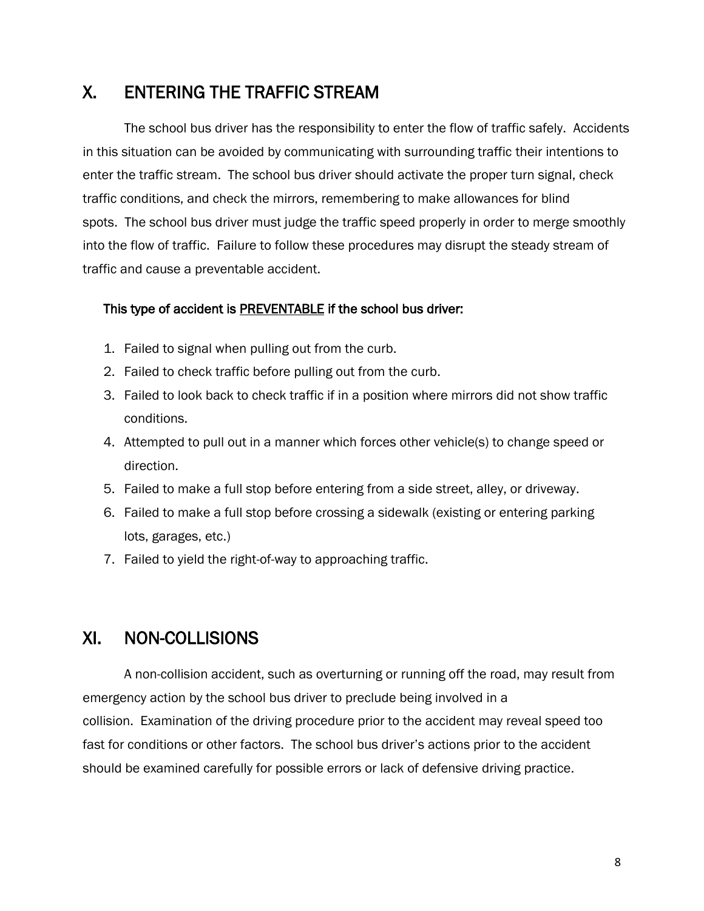## X. ENTERING THE TRAFFIC STREAM

The school bus driver has the responsibility to enter the flow of traffic safely. Accidents in this situation can be avoided by communicating with surrounding traffic their intentions to enter the traffic stream. The school bus driver should activate the proper turn signal, check traffic conditions, and check the mirrors, remembering to make allowances for blind spots. The school bus driver must judge the traffic speed properly in order to merge smoothly into the flow of traffic. Failure to follow these procedures may disrupt the steady stream of traffic and cause a preventable accident.

**This type of accident is <u>PREVENTABLE</u> if the school bus driver:**

1. Failed to signal when pulling out from the curb.
2. Failed to check traffic before pulling out from the curb.
3. Failed to look back to check traffic if in a position where mirrors did not show traffic conditions.
4. Attempted to pull out in a manner which forces other vehicle(s) to change speed or direction.
5. Failed to make a full stop before entering from a side street, alley, or driveway.
6. Failed to make a full stop before crossing a sidewalk (existing or entering parking lots, garages, etc.)
7. Failed to yield the right-of-way to approaching traffic.

## XI. NON-COLLISIONS

A non-collision accident, such as overturning or running off the road, may result from emergency action by the school bus driver to preclude being involved in a collision. Examination of the driving procedure prior to the accident may reveal speed too fast for conditions or other factors. The school bus driver's actions prior to the accident should be examined carefully for possible errors or lack of defensive driving practice.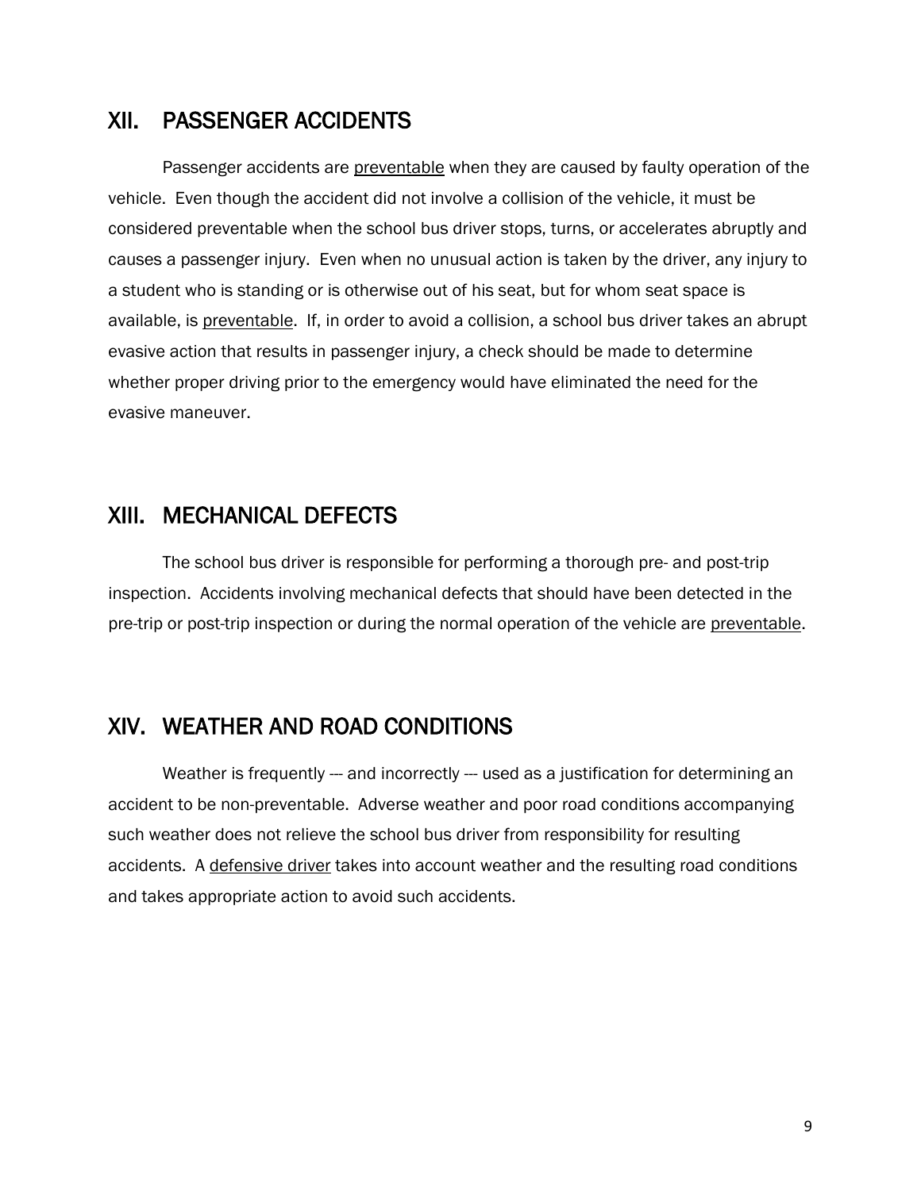## XII. PASSENGER ACCIDENTS

Passenger accidents are <u>preventable</u> when they are caused by faulty operation of the vehicle. Even though the accident did not involve a collision of the vehicle, it must be considered preventable when the school bus driver stops, turns, or accelerates abruptly and causes a passenger injury. Even when no unusual action is taken by the driver, any injury to a student who is standing or is otherwise out of his seat, but for whom seat space is available, is <u>preventable</u>. If, in order to avoid a collision, a school bus driver takes an abrupt evasive action that results in passenger injury, a check should be made to determine whether proper driving prior to the emergency would have eliminated the need for the evasive maneuver.

## XIII. MECHANICAL DEFECTS

The school bus driver is responsible for performing a thorough pre- and post-trip inspection. Accidents involving mechanical defects that should have been detected in the pre-trip or post-trip inspection or during the normal operation of the vehicle are <u>preventable</u>.

## XIV. WEATHER AND ROAD CONDITIONS

Weather is frequently --- and incorrectly --- used as a justification for determining an accident to be non-preventable. Adverse weather and poor road conditions accompanying such weather does not relieve the school bus driver from responsibility for resulting accidents. A <u>defensive driver</u> takes into account weather and the resulting road conditions and takes appropriate action to avoid such accidents.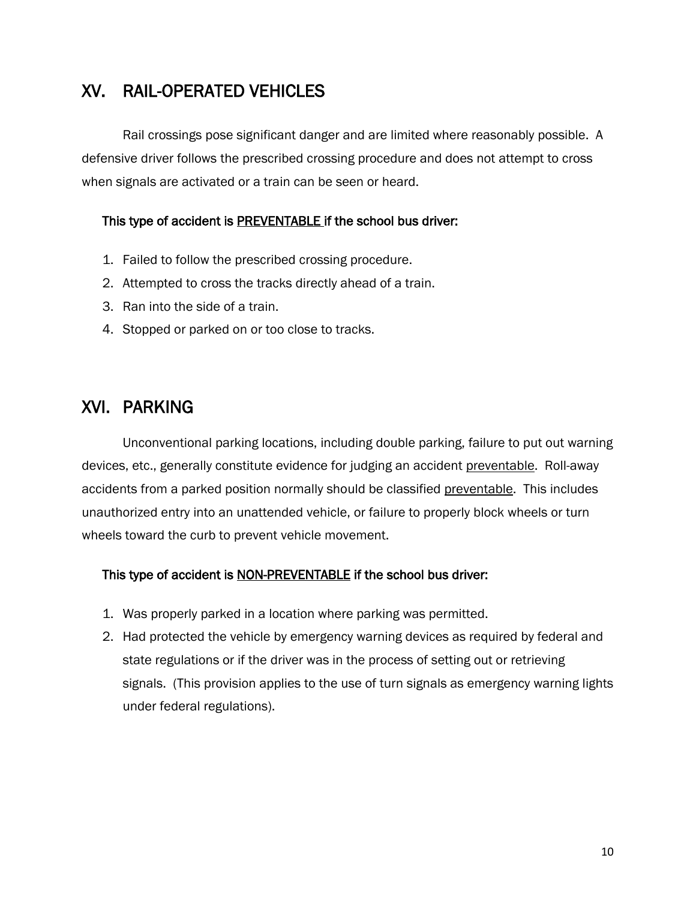## XV. RAIL-OPERATED VEHICLES

Rail crossings pose significant danger and are limited where reasonably possible. A defensive driver follows the prescribed crossing procedure and does not attempt to cross when signals are activated or a train can be seen or heard.

**This type of accident is PREVENTABLE if the school bus driver:**

1. Failed to follow the prescribed crossing procedure.
2. Attempted to cross the tracks directly ahead of a train.
3. Ran into the side of a train.
4. Stopped or parked on or too close to tracks.

## XVI. PARKING

Unconventional parking locations, including double parking, failure to put out warning devices, etc., generally constitute evidence for judging an accident preventable. Roll-away accidents from a parked position normally should be classified preventable. This includes unauthorized entry into an unattended vehicle, or failure to properly block wheels or turn wheels toward the curb to prevent vehicle movement.

**This type of accident is NON-PREVENTABLE if the school bus driver:**

1. Was properly parked in a location where parking was permitted.
2. Had protected the vehicle by emergency warning devices as required by federal and state regulations or if the driver was in the process of setting out or retrieving signals. (This provision applies to the use of turn signals as emergency warning lights under federal regulations).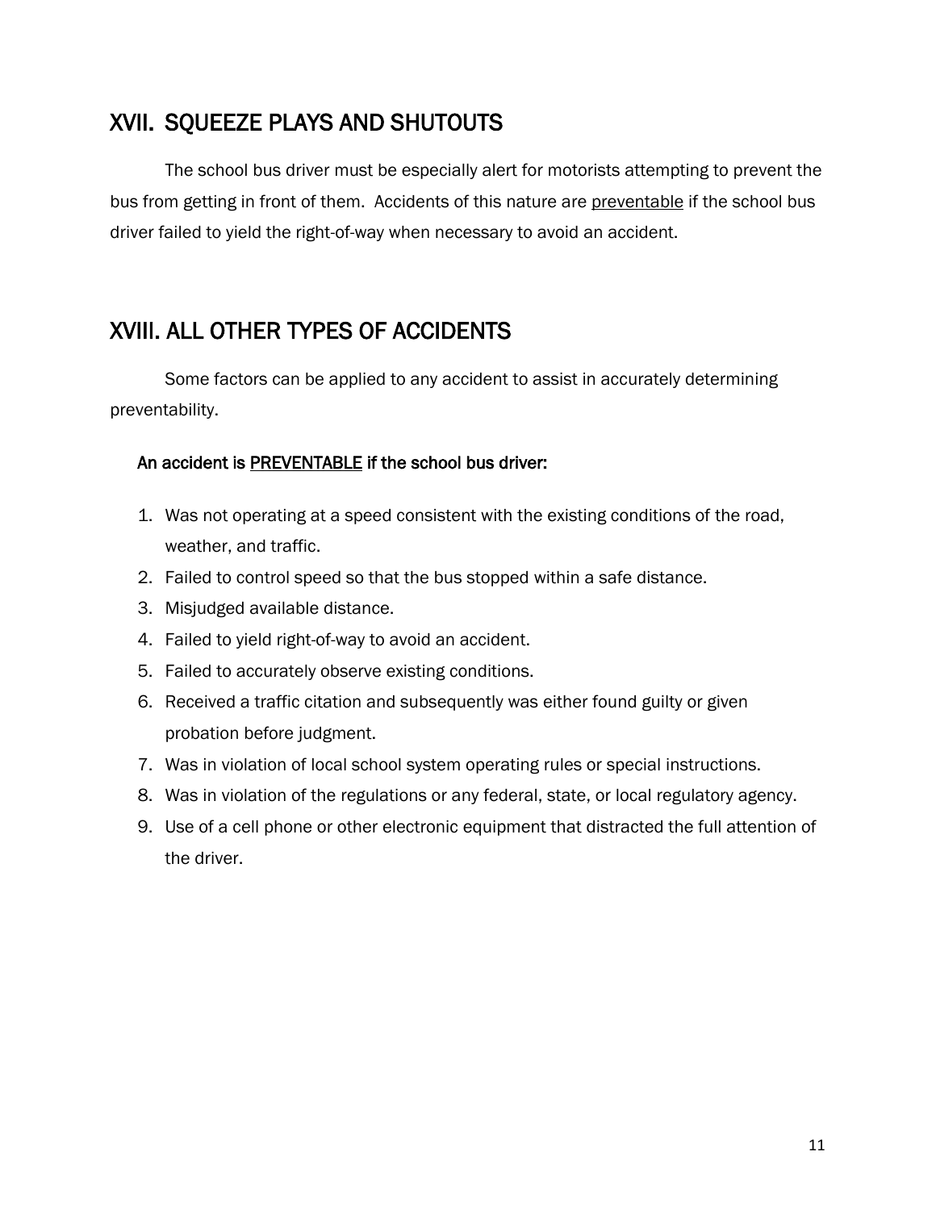## XVII. SQUEEZE PLAYS AND SHUTOUTS

The school bus driver must be especially alert for motorists attempting to prevent the bus from getting in front of them. Accidents of this nature are <u>preventable</u> if the school bus driver failed to yield the right-of-way when necessary to avoid an accident.

## XVIII. ALL OTHER TYPES OF ACCIDENTS

Some factors can be applied to any accident to assist in accurately determining preventability.

**An accident is <u>PREVENTABLE</u> if the school bus driver:**

1. Was not operating at a speed consistent with the existing conditions of the road, weather, and traffic.
2. Failed to control speed so that the bus stopped within a safe distance.
3. Misjudged available distance.
4. Failed to yield right-of-way to avoid an accident.
5. Failed to accurately observe existing conditions.
6. Received a traffic citation and subsequently was either found guilty or given probation before judgment.
7. Was in violation of local school system operating rules or special instructions.
8. Was in violation of the regulations or any federal, state, or local regulatory agency.
9. Use of a cell phone or other electronic equipment that distracted the full attention of the driver.